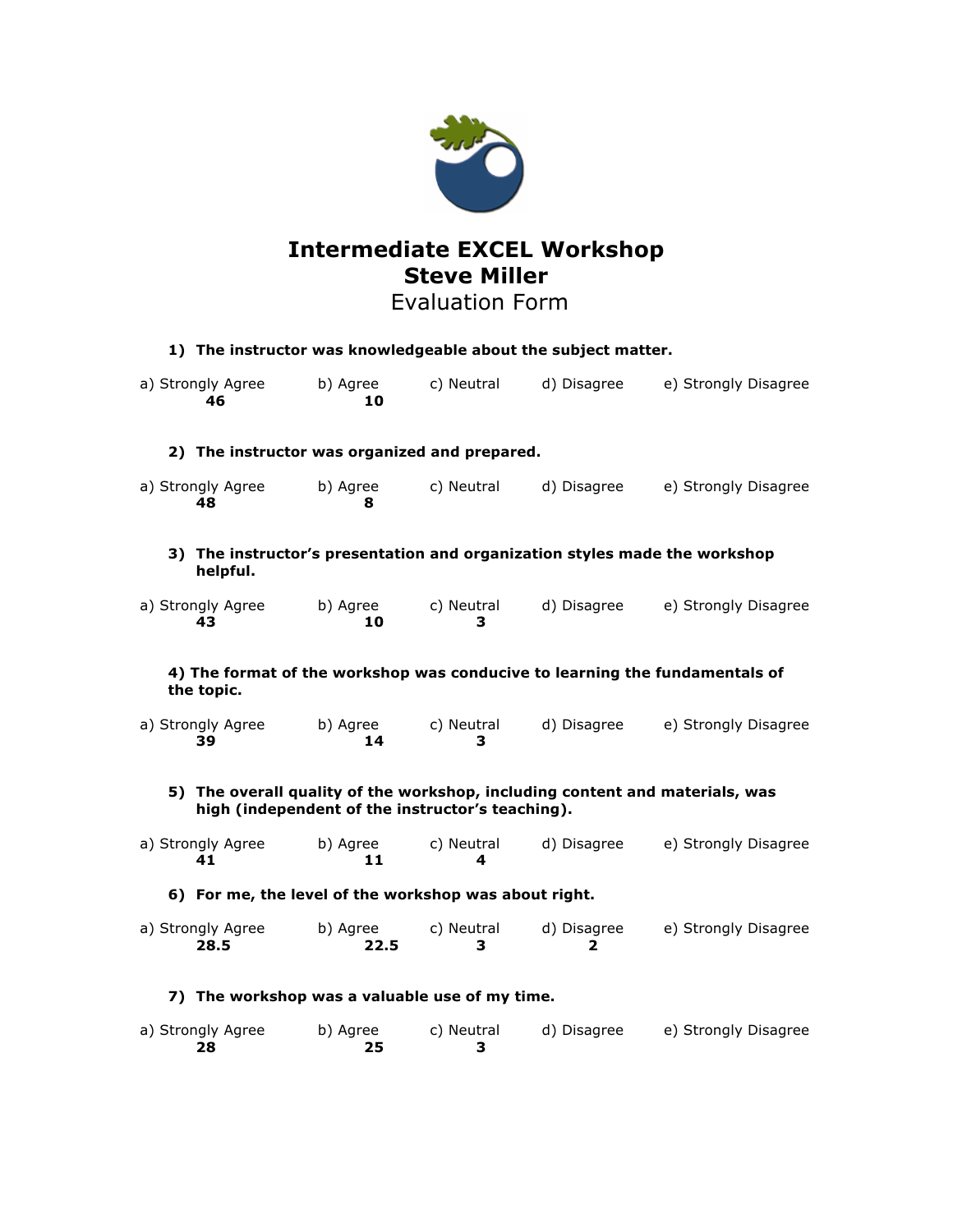# Intermediate EXCEL Workshop
# Steve Miller
## Evaluation Form

**1) The instructor was knowledgeable about the subject matter.**

| a) Strongly Agree | b) Agree | c) Neutral | d) Disagree | e) Strongly Disagree |
|---|---|---|---|---|
| **46** | **10** | | | |

**2) The instructor was organized and prepared.**

| a) Strongly Agree | b) Agree | c) Neutral | d) Disagree | e) Strongly Disagree |
|---|---|---|---|---|
| **48** | **8** | | | |

**3) The instructor's presentation and organization styles made the workshop helpful.**

| a) Strongly Agree | b) Agree | c) Neutral | d) Disagree | e) Strongly Disagree |
|---|---|---|---|---|
| **43** | **10** | **3** | | |

**4) The format of the workshop was conducive to learning the fundamentals of the topic.**

| a) Strongly Agree | b) Agree | c) Neutral | d) Disagree | e) Strongly Disagree |
|---|---|---|---|---|
| **39** | **14** | **3** | | |

**5) The overall quality of the workshop, including content and materials, was high (independent of the instructor's teaching).**

| a) Strongly Agree | b) Agree | c) Neutral | d) Disagree | e) Strongly Disagree |
|---|---|---|---|---|
| **41** | **11** | **4** | | |

**6) For me, the level of the workshop was about right.**

| a) Strongly Agree | b) Agree | c) Neutral | d) Disagree | e) Strongly Disagree |
|---|---|---|---|---|
| **28.5** | **22.5** | **3** | **2** | |

**7) The workshop was a valuable use of my time.**

| a) Strongly Agree | b) Agree | c) Neutral | d) Disagree | e) Strongly Disagree |
|---|---|---|---|---|
| **28** | **25** | **3** | | |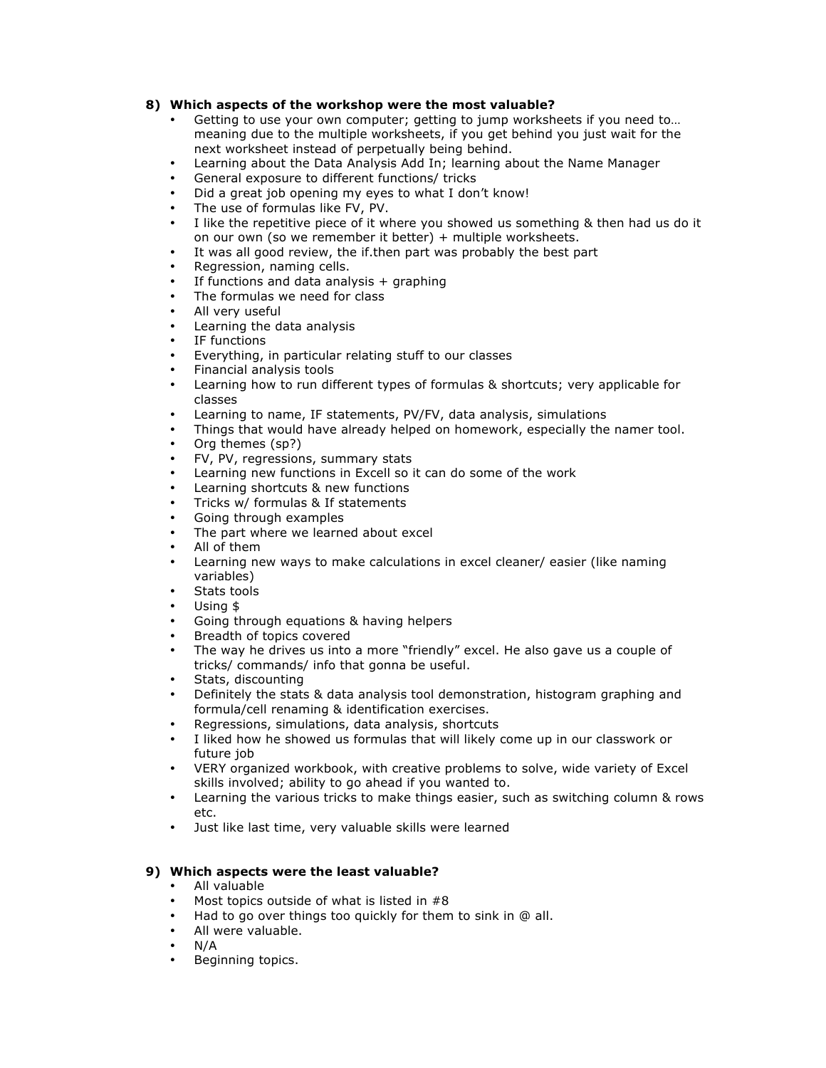**8) Which aspects of the workshop were the most valuable?**

- Getting to use your own computer; getting to jump worksheets if you need to… meaning due to the multiple worksheets, if you get behind you just wait for the next worksheet instead of perpetually being behind.
- Learning about the Data Analysis Add In; learning about the Name Manager
- General exposure to different functions/ tricks
- Did a great job opening my eyes to what I don't know!
- The use of formulas like FV, PV.
- I like the repetitive piece of it where you showed us something & then had us do it on our own (so we remember it better) + multiple worksheets.
- It was all good review, the if.then part was probably the best part
- Regression, naming cells.
- If functions and data analysis + graphing
- The formulas we need for class
- All very useful
- Learning the data analysis
- IF functions
- Everything, in particular relating stuff to our classes
- Financial analysis tools
- Learning how to run different types of formulas & shortcuts; very applicable for classes
- Learning to name, IF statements, PV/FV, data analysis, simulations
- Things that would have already helped on homework, especially the namer tool.
- Org themes (sp?)
- FV, PV, regressions, summary stats
- Learning new functions in Excell so it can do some of the work
- Learning shortcuts & new functions
- Tricks w/ formulas & If statements
- Going through examples
- The part where we learned about excel
- All of them
- Learning new ways to make calculations in excel cleaner/ easier (like naming variables)
- Stats tools
- Using $
- Going through equations & having helpers
- Breadth of topics covered
- The way he drives us into a more "friendly" excel. He also gave us a couple of tricks/ commands/ info that gonna be useful.
- Stats, discounting
- Definitely the stats & data analysis tool demonstration, histogram graphing and formula/cell renaming & identification exercises.
- Regressions, simulations, data analysis, shortcuts
- I liked how he showed us formulas that will likely come up in our classwork or future job
- VERY organized workbook, with creative problems to solve, wide variety of Excel skills involved; ability to go ahead if you wanted to.
- Learning the various tricks to make things easier, such as switching column & rows etc.
- Just like last time, very valuable skills were learned

**9) Which aspects were the least valuable?**

- All valuable
- Most topics outside of what is listed in #8
- Had to go over things too quickly for them to sink in @ all.
- All were valuable.
- N/A
- Beginning topics.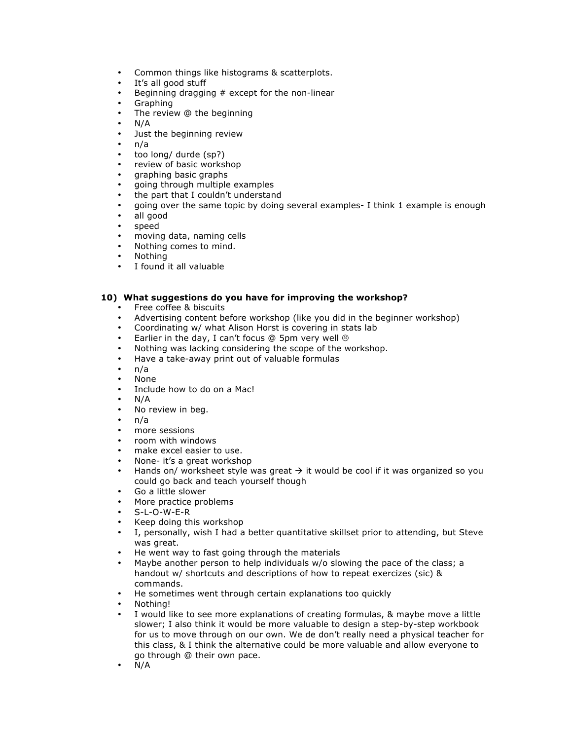- Common things like histograms & scatterplots.
- It's all good stuff
- Beginning dragging # except for the non-linear
- Graphing
- The review @ the beginning
- N/A
- Just the beginning review
- n/a
- too long/ durde (sp?)
- review of basic workshop
- graphing basic graphs
- going through multiple examples
- the part that I couldn't understand
- going over the same topic by doing several examples- I think 1 example is enough
- all good
- speed
- moving data, naming cells
- Nothing comes to mind.
- Nothing
- I found it all valuable

**10) What suggestions do you have for improving the workshop?**

- Free coffee & biscuits
- Advertising content before workshop (like you did in the beginner workshop)
- Coordinating w/ what Alison Horst is covering in stats lab
- Earlier in the day, I can't focus @ 5pm very well ☹
- Nothing was lacking considering the scope of the workshop.
- Have a take-away print out of valuable formulas
- n/a
- None
- Include how to do on a Mac!
- N/A
- No review in beg.
- n/a
- more sessions
- room with windows
- make excel easier to use.
- None- it's a great workshop
- Hands on/ worksheet style was great → it would be cool if it was organized so you could go back and teach yourself though
- Go a little slower
- More practice problems
- S-L-O-W-E-R
- Keep doing this workshop
- I, personally, wish I had a better quantitative skillset prior to attending, but Steve was great.
- He went way to fast going through the materials
- Maybe another person to help individuals w/o slowing the pace of the class; a handout w/ shortcuts and descriptions of how to repeat exercizes (sic) & commands.
- He sometimes went through certain explanations too quickly
- Nothing!
- I would like to see more explanations of creating formulas, & maybe move a little slower; I also think it would be more valuable to design a step-by-step workbook for us to move through on our own. We de don't really need a physical teacher for this class, & I think the alternative could be more valuable and allow everyone to go through @ their own pace.
- N/A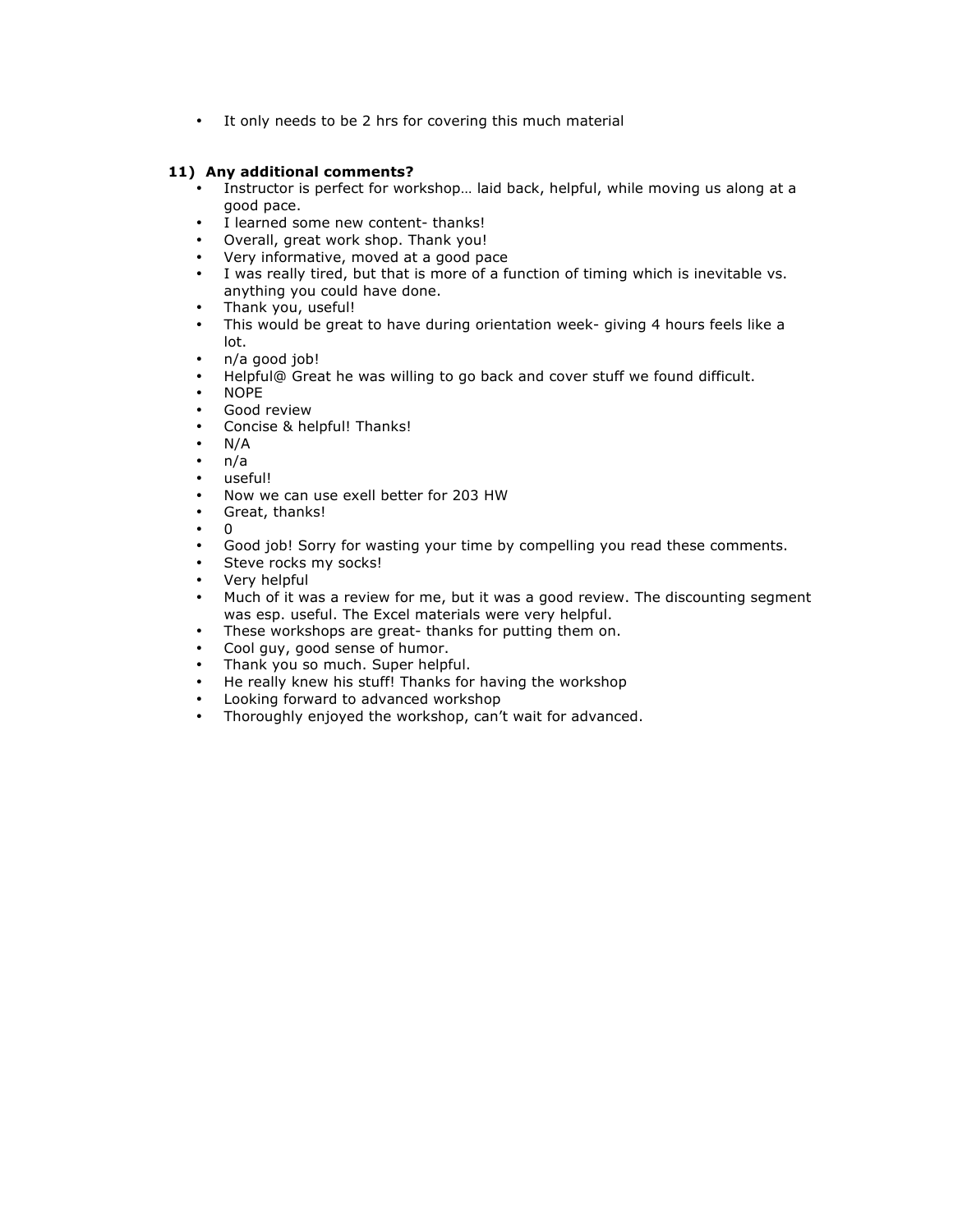- It only needs to be 2 hrs for covering this much material

**11) Any additional comments?**

- Instructor is perfect for workshop… laid back, helpful, while moving us along at a good pace.
- I learned some new content- thanks!
- Overall, great work shop. Thank you!
- Very informative, moved at a good pace
- I was really tired, but that is more of a function of timing which is inevitable vs. anything you could have done.
- Thank you, useful!
- This would be great to have during orientation week- giving 4 hours feels like a lot.
- n/a good job!
- Helpful@ Great he was willing to go back and cover stuff we found difficult.
- NOPE
- Good review
- Concise & helpful! Thanks!
- N/A
- n/a
- useful!
- Now we can use exell better for 203 HW
- Great, thanks!
- 0
- Good job! Sorry for wasting your time by compelling you read these comments.
- Steve rocks my socks!
- Very helpful
- Much of it was a review for me, but it was a good review. The discounting segment was esp. useful. The Excel materials were very helpful.
- These workshops are great- thanks for putting them on.
- Cool guy, good sense of humor.
- Thank you so much. Super helpful.
- He really knew his stuff! Thanks for having the workshop
- Looking forward to advanced workshop
- Thoroughly enjoyed the workshop, can't wait for advanced.